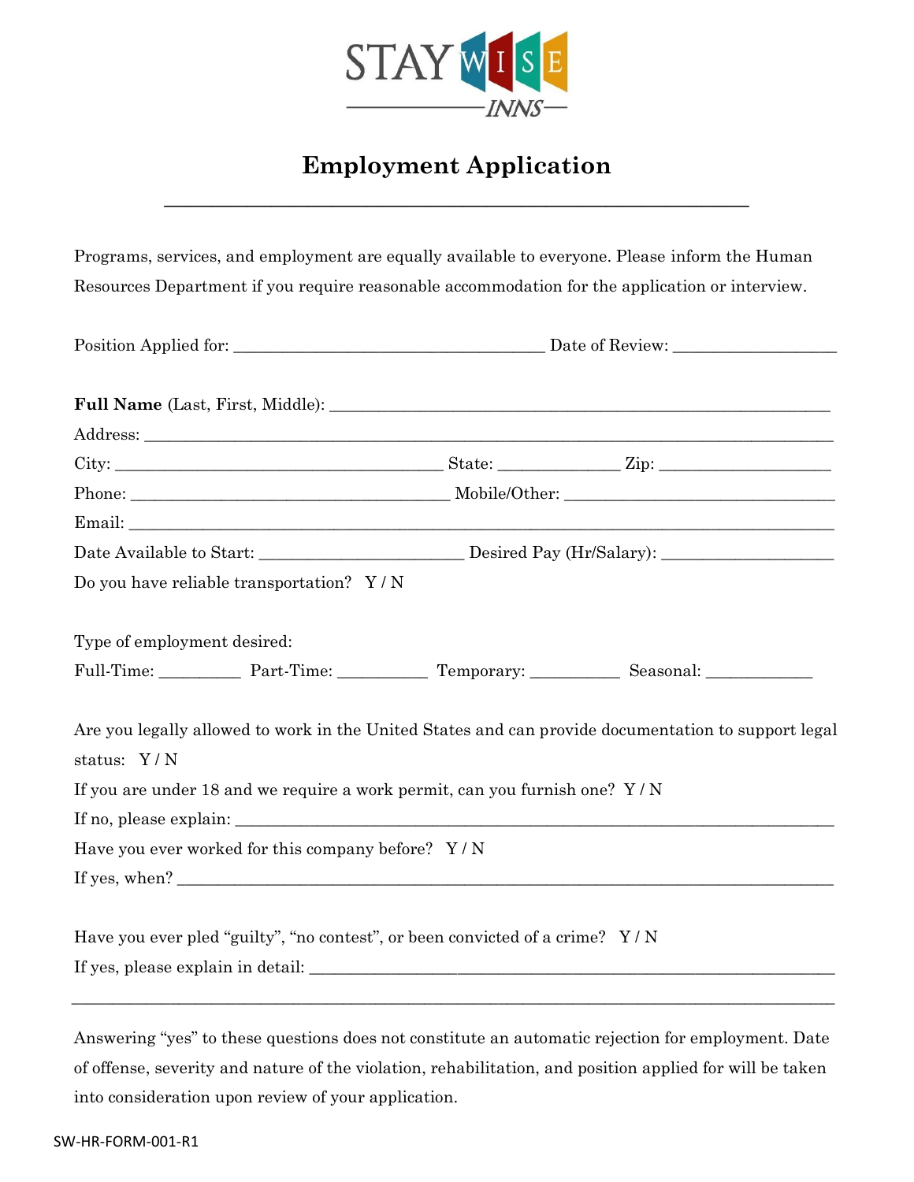STAY WISE INNS

# Employment Application

---

Programs, services, and employment are equally available to everyone. Please inform the Human Resources Department if you require reasonable accommodation for the application or interview.

Position Applied for: ____________________________________ Date of Review: ___________________

**Full Name** (Last, First, Middle): ___________________________________________________________

Address: ___________________________________________________________________________

City: ______________________________________ State: ______________ Zip: ____________________

Phone: _____________________________________ Mobile/Other: _______________________________

Email: _____________________________________________________________________________

Date Available to Start: ________________________ Desired Pay (Hr/Salary): ____________________

Do you have reliable transportation? Y / N

Type of employment desired:

Full-Time: _________ Part-Time: __________ Temporary: __________ Seasonal: ____________

Are you legally allowed to work in the United States and can provide documentation to support legal status: Y / N

If you are under 18 and we require a work permit, can you furnish one? Y / N

If no, please explain: _______________________________________________________________________

Have you ever worked for this company before? Y / N

If yes, when? _____________________________________________________________________________

Have you ever pled "guilty", "no contest", or been convicted of a crime? Y / N

If yes, please explain in detail: ______________________________________________________________

---

Answering "yes" to these questions does not constitute an automatic rejection for employment. Date of offense, severity and nature of the violation, rehabilitation, and position applied for will be taken into consideration upon review of your application.

SW-HR-FORM-001-R1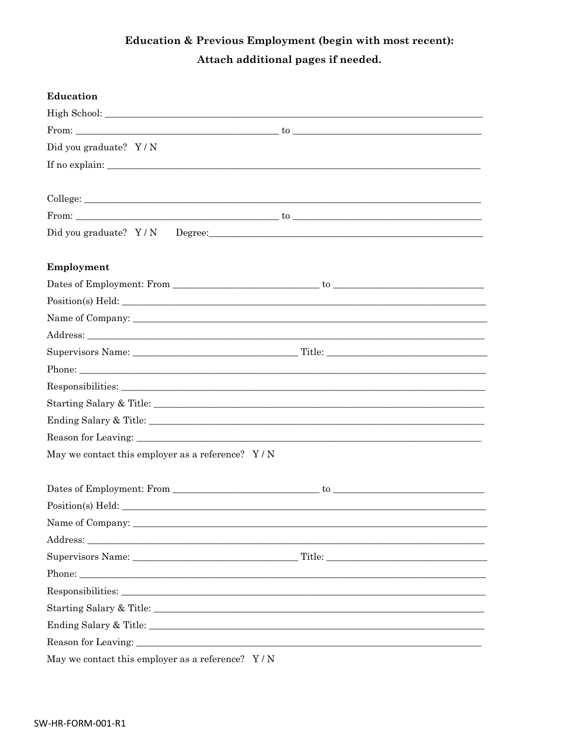## Education & Previous Employment (begin with most recent):

**Attach additional pages if needed.**

### Education

High School: ______________________________________________

From: ______________________ to ______________________

Did you graduate? Y / N

If no explain: ______________________________________________

College: ______________________________________________

From: ______________________ to ______________________

Did you graduate? Y / N Degree: ______________________________

### Employment

Dates of Employment: From ______________________ to ______________________

Position(s) Held: ______________________________________________

Name of Company: ______________________________________________

Address: ______________________________________________

Supervisors Name: ______________________ Title: ______________________

Phone: ______________________________________________

Responsibilities: ______________________________________________

Starting Salary & Title: ______________________________________________

Ending Salary & Title: ______________________________________________

Reason for Leaving: ______________________________________________

May we contact this employer as a reference? Y / N

Dates of Employment: From ______________________ to ______________________

Position(s) Held: ______________________________________________

Name of Company: ______________________________________________

Address: ______________________________________________

Supervisors Name: ______________________ Title: ______________________

Phone: ______________________________________________

Responsibilities: ______________________________________________

Starting Salary & Title: ______________________________________________

Ending Salary & Title: ______________________________________________

Reason for Leaving: ______________________________________________

May we contact this employer as a reference? Y / N

SW-HR-FORM-001-R1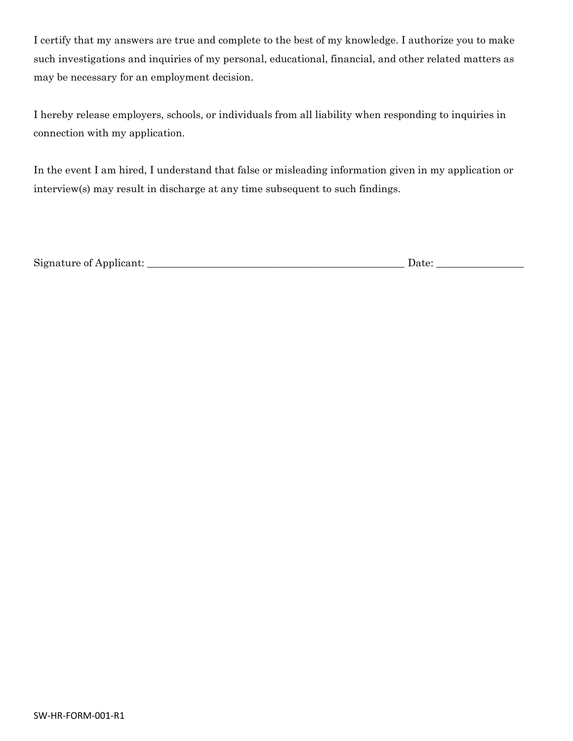I certify that my answers are true and complete to the best of my knowledge. I authorize you to make such investigations and inquiries of my personal, educational, financial, and other related matters as may be necessary for an employment decision.

I hereby release employers, schools, or individuals from all liability when responding to inquiries in connection with my application.

In the event I am hired, I understand that false or misleading information given in my application or interview(s) may result in discharge at any time subsequent to such findings.

Signature of Applicant: ___________________________________________________ Date: ________________

SW-HR-FORM-001-R1